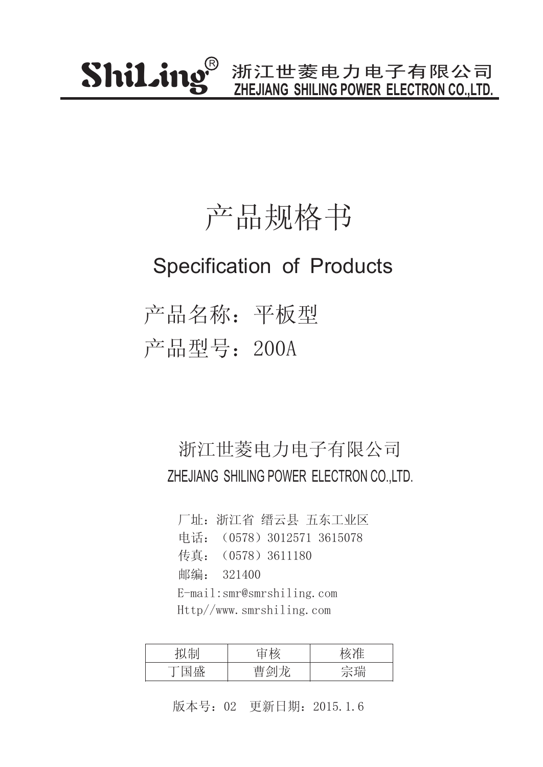ShiLing® 浙江世菱电力电子有限公司
ZHEJIANG SHILING POWER ELECTRON CO.,LTD.

# 产品规格书

## Specification of Products

## 产品名称：平板型

## 产品型号：200A

浙江世菱电力电子有限公司

ZHEJIANG SHILING POWER ELECTRON CO.,LTD.

厂址：浙江省 缙云县 五东工业区

电话：（0578）3012571 3615078

传真：（0578）3611180

邮编： 321400

E-mail:smr@smrshiling.com

Http//www.smrshiling.com

| 拟制 | 审核 | 核准 |
|---|---|---|
| 丁国盛 | 曹剑龙 | 宗瑞 |

版本号：02　更新日期：2015.1.6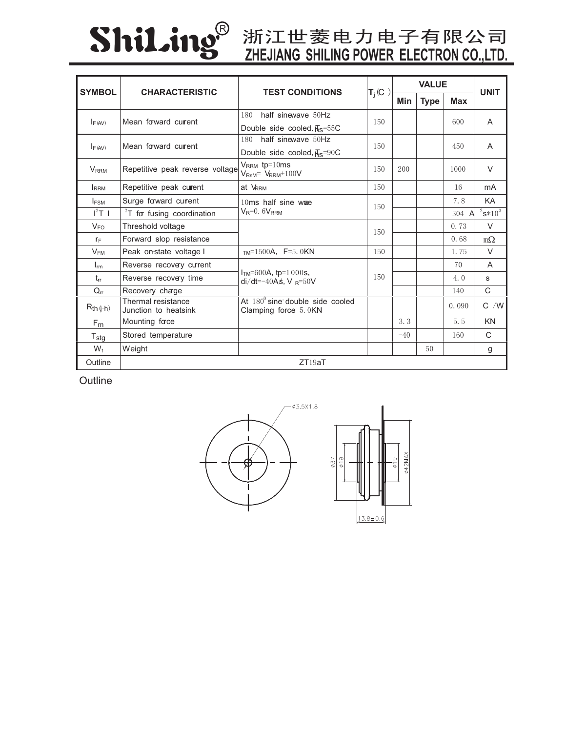# ShiLing® 浙江世菱电力电子有限公司
## ZHEJIANG SHILING POWER ELECTRON CO.,LTD.

| SYMBOL | CHARACTERISTIC | TEST CONDITIONS | $T_j$(C) | VALUE | | | UNIT |
|---|---|---|---|---|---|---|---|
| | | | | Min | Type | Max | |
| $I_{F(AV)}$ | Mean forward current | 180 half sinewave 50Hz Double side cooled, $T_{hs}$=55C | 150 | | | 600 | A |
| $I_{F(AV)}$ | Mean forward current | 180 half sinewave 50Hz Double side cooled, $T_{hs}$=90C | 150 | | | 450 | A |
| $V_{RRM}$ | Repetitive peak reverse voltage | $V_{RRM}$ tp=10ms $V_{RSM}$= $V_{RRM}$+100V | 150 | 200 | | 1000 | V |
| $I_{RRM}$ | Repetitive peak current | at $V_{RRM}$ | 150 | | | 16 | mA |
| $I_{FSM}$ | Surge forward current | 10ms half sine wave $V_R$=0.6$V_{RRM}$ | 150 | | | 7.8 | KA |
| $I^2T$ | $I^2T$ for fusing coordination | | | | | 304 | $A^2s*10^3$ |
| $V_{FO}$ | Threshold voltage | | 150 | | | 0.73 | V |
| $r_F$ | Forward slop resistance | | | | | 0.68 | mΩ |
| $V_{FM}$ | Peak on-state voltage | $I_{TM}$=1500A, F=5.0KN | 150 | | | 1.75 | V |
| $I_{rm}$ | Reverse recovery current | $I_{TM}$=600A, tp=1000s, di/dt=-40A/s, $V_R$=50V | 150 | | | 70 | A |
| $t_{rr}$ | Reverse recovery time | | | | | 4.0 | s |
| $Q_{rr}$ | Recovery charge | | | | | 140 | C |
| $R_{th(j-h)}$ | Thermal resistance Junction to heatsink | At 180° sine double side cooled Clamping force 5.0KN | | | | 0.090 | C/W |
| $F_m$ | Mounting force | | | 3.3 | | 5.5 | KN |
| $T_{stg}$ | Stored temperature | | | -40 | | 160 | C |
| $W_t$ | Weight | | | | 50 | | g |
| Outline | ZT19aT | | | | | | |

Outline

ø3.5X1.8

ø37 ø19 ø19 ø42MAX

13.8±0.6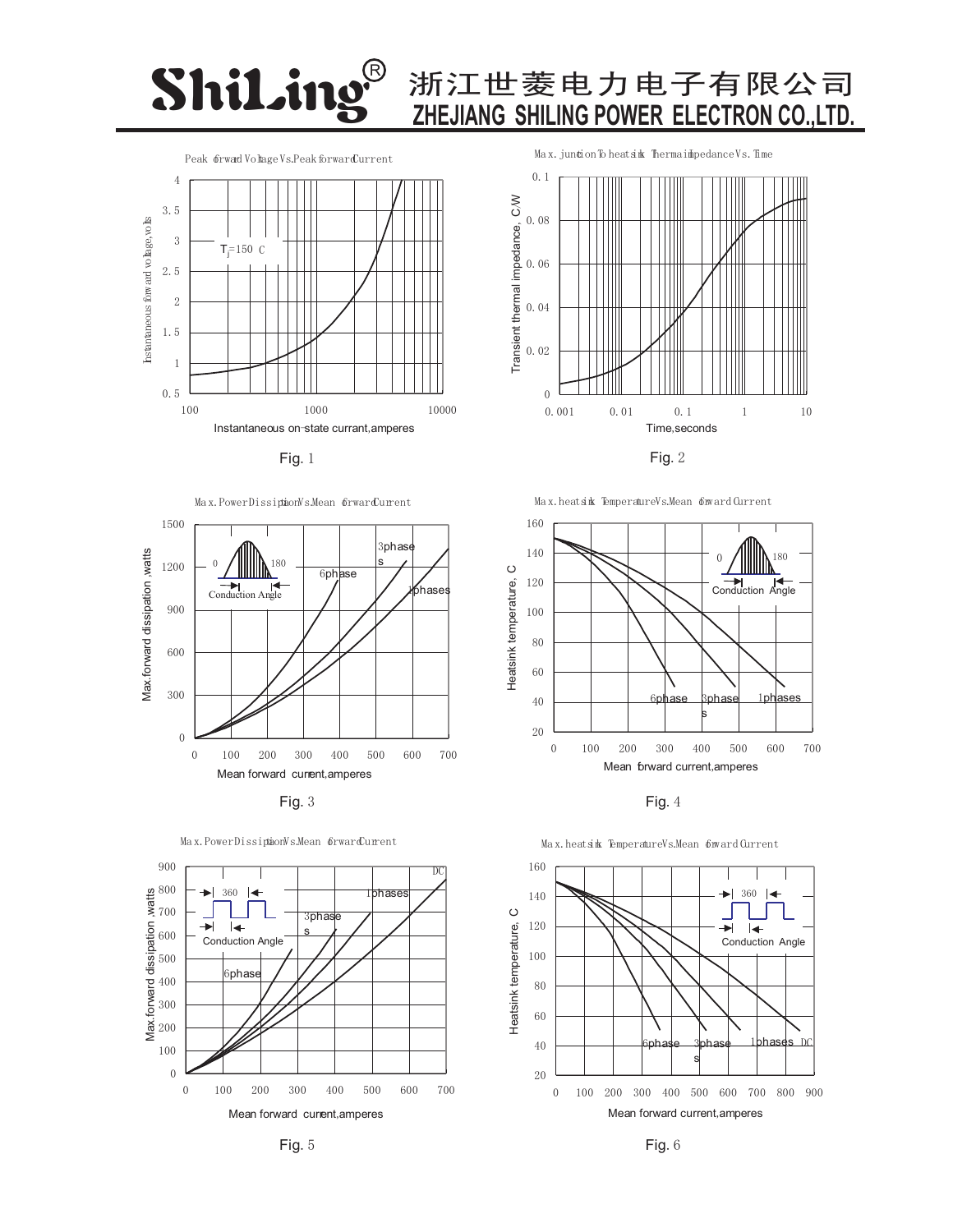# ShiLing® 浙江世菱电力电子有限公司

## ZHEJIANG SHILING POWER ELECTRON CO.,LTD.

Peak forward Voltage Vs.Peak forward Current

Instantaneous forward voltage, volts

4
3.5
3
2.5
2
1.5
1
0.5

$T_j$=150 C

100
1000
10000

Instantaneous on-state currant,amperes

Fig. 1

Max. junction To heatsink Thermal impedance Vs. Time

Transient thermal impedance, C/W

0.1
0.08
0.06
0.04
0.02
0

0.001
0.01
0.1
1
10

Time,seconds

Fig. 2

Max.Power Dissipation Vs.Mean forward Current

Max.forward dissipation ,watts

1500
1200
900
600
300
0

0
180
Conduction Angle

3phases
6phase
1phases

0
100
200
300
400
500
600
700

Mean forward current,amperes

Fig. 3

Max.heatsink Temperature Vs.Mean forward Current

Heatsink temperature, C

160
140
120
100
80
60
40
20

0
180
Conduction Angle

6phase
3phases
1phases

0
100
200
300
400
500
600
700

Mean forward current,amperes

Fig. 4

Max.Power Dissipation Vs.Mean forward Current

Max.forward dissipation ,watts

900
800
700
600
500
400
300
200
100
0

360
Conduction Angle

DC
1phases
3phases
6phase

0
100
200
300
400
500
600
700

Mean forward current,amperes

Fig. 5

Max.heatsink Temperature Vs.Mean forward Current

Heatsink temperature, C

160
140
120
100
80
60
40
20

360
Conduction Angle

6phase
3phases
1phases
DC

0
100
200
300
400
500
600
700
800
900

Mean forward current,amperes

Fig. 6